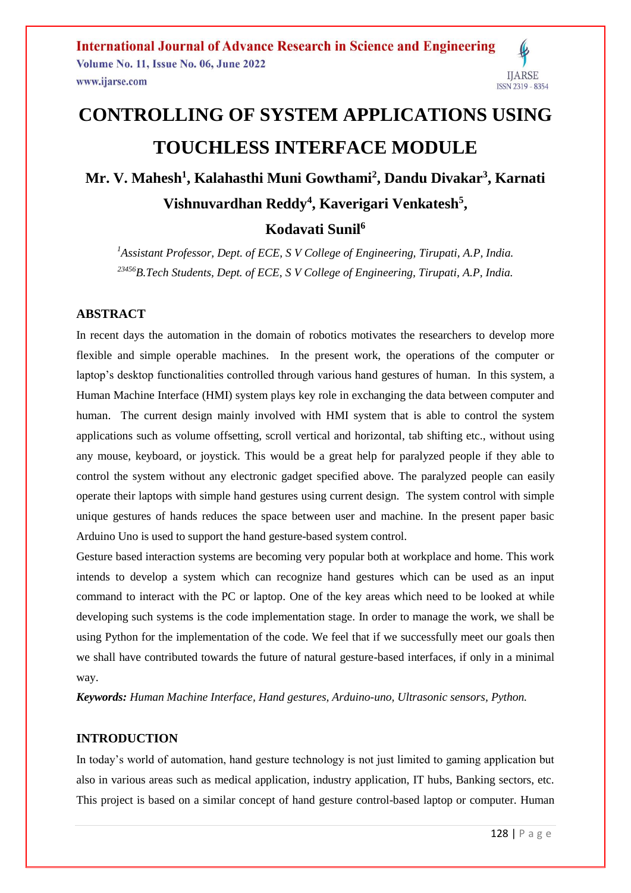# CONTROLLING OF SYSTEM APPLICATIONS USING TOUCHLESS INTERFACE MODULE

**Mr. V. Mahesh[1], Kalahasthi Muni Gowthami[2], Dandu Divakar[3], Karnati Vishnuvardhan Reddy[4], Kaverigari Venkatesh[5], Kodavati Sunil[6]**

*[1]Assistant Professor, Dept. of ECE, S V College of Engineering, Tirupati, A.P, India.*
*[23456]B.Tech Students, Dept. of ECE, S V College of Engineering, Tirupati, A.P, India.*

## ABSTRACT

In recent days the automation in the domain of robotics motivates the researchers to develop more flexible and simple operable machines. In the present work, the operations of the computer or laptop's desktop functionalities controlled through various hand gestures of human. In this system, a Human Machine Interface (HMI) system plays key role in exchanging the data between computer and human. The current design mainly involved with HMI system that is able to control the system applications such as volume offsetting, scroll vertical and horizontal, tab shifting etc., without using any mouse, keyboard, or joystick. This would be a great help for paralyzed people if they able to control the system without any electronic gadget specified above. The paralyzed people can easily operate their laptops with simple hand gestures using current design. The system control with simple unique gestures of hands reduces the space between user and machine. In the present paper basic Arduino Uno is used to support the hand gesture-based system control.

Gesture based interaction systems are becoming very popular both at workplace and home. This work intends to develop a system which can recognize hand gestures which can be used as an input command to interact with the PC or laptop. One of the key areas which need to be looked at while developing such systems is the code implementation stage. In order to manage the work, we shall be using Python for the implementation of the code. We feel that if we successfully meet our goals then we shall have contributed towards the future of natural gesture-based interfaces, if only in a minimal way.

***Keywords:*** *Human Machine Interface, Hand gestures, Arduino-uno, Ultrasonic sensors, Python.*

## INTRODUCTION

In today's world of automation, hand gesture technology is not just limited to gaming application but also in various areas such as medical application, industry application, IT hubs, Banking sectors, etc. This project is based on a similar concept of hand gesture control-based laptop or computer. Human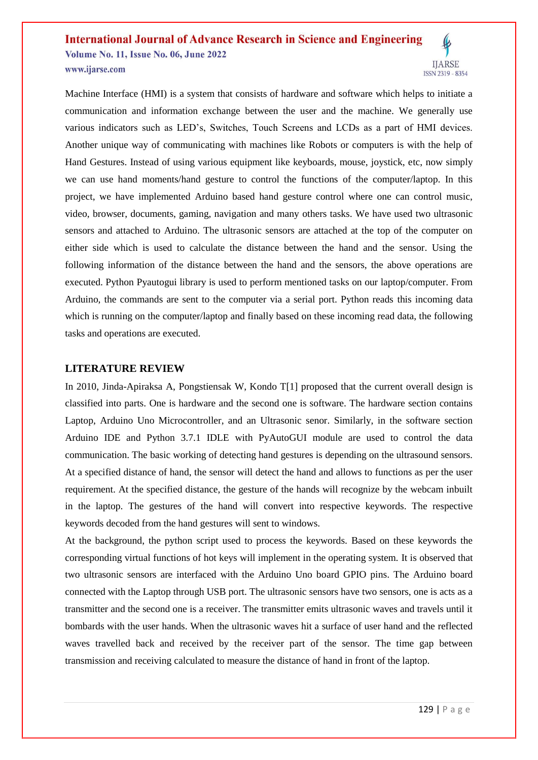Machine Interface (HMI) is a system that consists of hardware and software which helps to initiate a communication and information exchange between the user and the machine. We generally use various indicators such as LED's, Switches, Touch Screens and LCDs as a part of HMI devices. Another unique way of communicating with machines like Robots or computers is with the help of Hand Gestures. Instead of using various equipment like keyboards, mouse, joystick, etc, now simply we can use hand moments/hand gesture to control the functions of the computer/laptop. In this project, we have implemented Arduino based hand gesture control where one can control music, video, browser, documents, gaming, navigation and many others tasks. We have used two ultrasonic sensors and attached to Arduino. The ultrasonic sensors are attached at the top of the computer on either side which is used to calculate the distance between the hand and the sensor. Using the following information of the distance between the hand and the sensors, the above operations are executed. Python Pyautogui library is used to perform mentioned tasks on our laptop/computer. From Arduino, the commands are sent to the computer via a serial port. Python reads this incoming data which is running on the computer/laptop and finally based on these incoming read data, the following tasks and operations are executed.

## LITERATURE REVIEW

In 2010, Jinda-Apiraksa A, Pongstiensak W, Kondo T[1] proposed that the current overall design is classified into parts. One is hardware and the second one is software. The hardware section contains Laptop, Arduino Uno Microcontroller, and an Ultrasonic senor. Similarly, in the software section Arduino IDE and Python 3.7.1 IDLE with PyAutoGUI module are used to control the data communication. The basic working of detecting hand gestures is depending on the ultrasound sensors. At a specified distance of hand, the sensor will detect the hand and allows to functions as per the user requirement. At the specified distance, the gesture of the hands will recognize by the webcam inbuilt in the laptop. The gestures of the hand will convert into respective keywords. The respective keywords decoded from the hand gestures will sent to windows.

At the background, the python script used to process the keywords. Based on these keywords the corresponding virtual functions of hot keys will implement in the operating system. It is observed that two ultrasonic sensors are interfaced with the Arduino Uno board GPIO pins. The Arduino board connected with the Laptop through USB port. The ultrasonic sensors have two sensors, one is acts as a transmitter and the second one is a receiver. The transmitter emits ultrasonic waves and travels until it bombards with the user hands. When the ultrasonic waves hit a surface of user hand and the reflected waves travelled back and received by the receiver part of the sensor. The time gap between transmission and receiving calculated to measure the distance of hand in front of the laptop.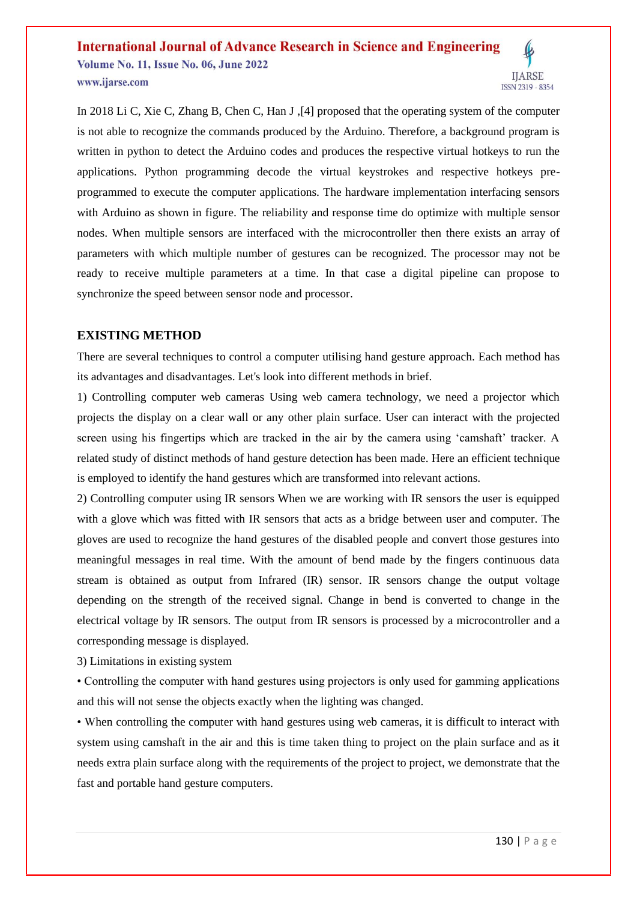In 2018 Li C, Xie C, Zhang B, Chen C, Han J ,[4] proposed that the operating system of the computer is not able to recognize the commands produced by the Arduino. Therefore, a background program is written in python to detect the Arduino codes and produces the respective virtual hotkeys to run the applications. Python programming decode the virtual keystrokes and respective hotkeys pre-programmed to execute the computer applications. The hardware implementation interfacing sensors with Arduino as shown in figure. The reliability and response time do optimize with multiple sensor nodes. When multiple sensors are interfaced with the microcontroller then there exists an array of parameters with which multiple number of gestures can be recognized. The processor may not be ready to receive multiple parameters at a time. In that case a digital pipeline can propose to synchronize the speed between sensor node and processor.

## EXISTING METHOD

There are several techniques to control a computer utilising hand gesture approach. Each method has its advantages and disadvantages. Let's look into different methods in brief.

1) Controlling computer web cameras Using web camera technology, we need a projector which projects the display on a clear wall or any other plain surface. User can interact with the projected screen using his fingertips which are tracked in the air by the camera using 'camshaft' tracker. A related study of distinct methods of hand gesture detection has been made. Here an efficient technique is employed to identify the hand gestures which are transformed into relevant actions.

2) Controlling computer using IR sensors When we are working with IR sensors the user is equipped with a glove which was fitted with IR sensors that acts as a bridge between user and computer. The gloves are used to recognize the hand gestures of the disabled people and convert those gestures into meaningful messages in real time. With the amount of bend made by the fingers continuous data stream is obtained as output from Infrared (IR) sensor. IR sensors change the output voltage depending on the strength of the received signal. Change in bend is converted to change in the electrical voltage by IR sensors. The output from IR sensors is processed by a microcontroller and a corresponding message is displayed.

3) Limitations in existing system

• Controlling the computer with hand gestures using projectors is only used for gamming applications and this will not sense the objects exactly when the lighting was changed.

• When controlling the computer with hand gestures using web cameras, it is difficult to interact with system using camshaft in the air and this is time taken thing to project on the plain surface and as it needs extra plain surface along with the requirements of the project to project, we demonstrate that the fast and portable hand gesture computers.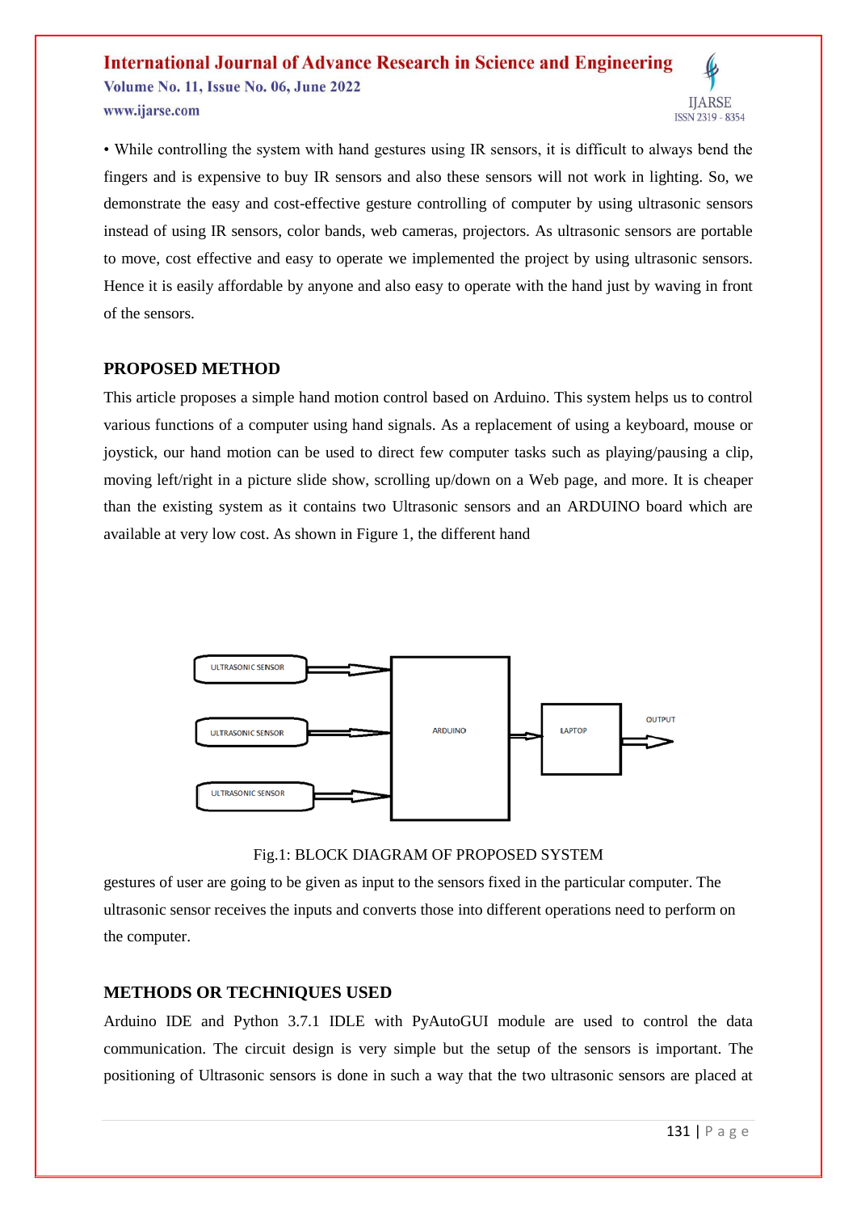• While controlling the system with hand gestures using IR sensors, it is difficult to always bend the fingers and is expensive to buy IR sensors and also these sensors will not work in lighting. So, we demonstrate the easy and cost-effective gesture controlling of computer by using ultrasonic sensors instead of using IR sensors, color bands, web cameras, projectors. As ultrasonic sensors are portable to move, cost effective and easy to operate we implemented the project by using ultrasonic sensors. Hence it is easily affordable by anyone and also easy to operate with the hand just by waving in front of the sensors.

## PROPOSED METHOD

This article proposes a simple hand motion control based on Arduino. This system helps us to control various functions of a computer using hand signals. As a replacement of using a keyboard, mouse or joystick, our hand motion can be used to direct few computer tasks such as playing/pausing a clip, moving left/right in a picture slide show, scrolling up/down on a Web page, and more. It is cheaper than the existing system as it contains two Ultrasonic sensors and an ARDUINO board which are available at very low cost. As shown in Figure 1, the different hand

ULTRASONIC SENSOR

ULTRASONIC SENSOR

ULTRASONIC SENSOR

ARDUINO

LAPTOP

OUTPUT

Fig.1: BLOCK DIAGRAM OF PROPOSED SYSTEM

gestures of user are going to be given as input to the sensors fixed in the particular computer. The ultrasonic sensor receives the inputs and converts those into different operations need to perform on the computer.

## METHODS OR TECHNIQUES USED

Arduino IDE and Python 3.7.1 IDLE with PyAutoGUI module are used to control the data communication. The circuit design is very simple but the setup of the sensors is important. The positioning of Ultrasonic sensors is done in such a way that the two ultrasonic sensors are placed at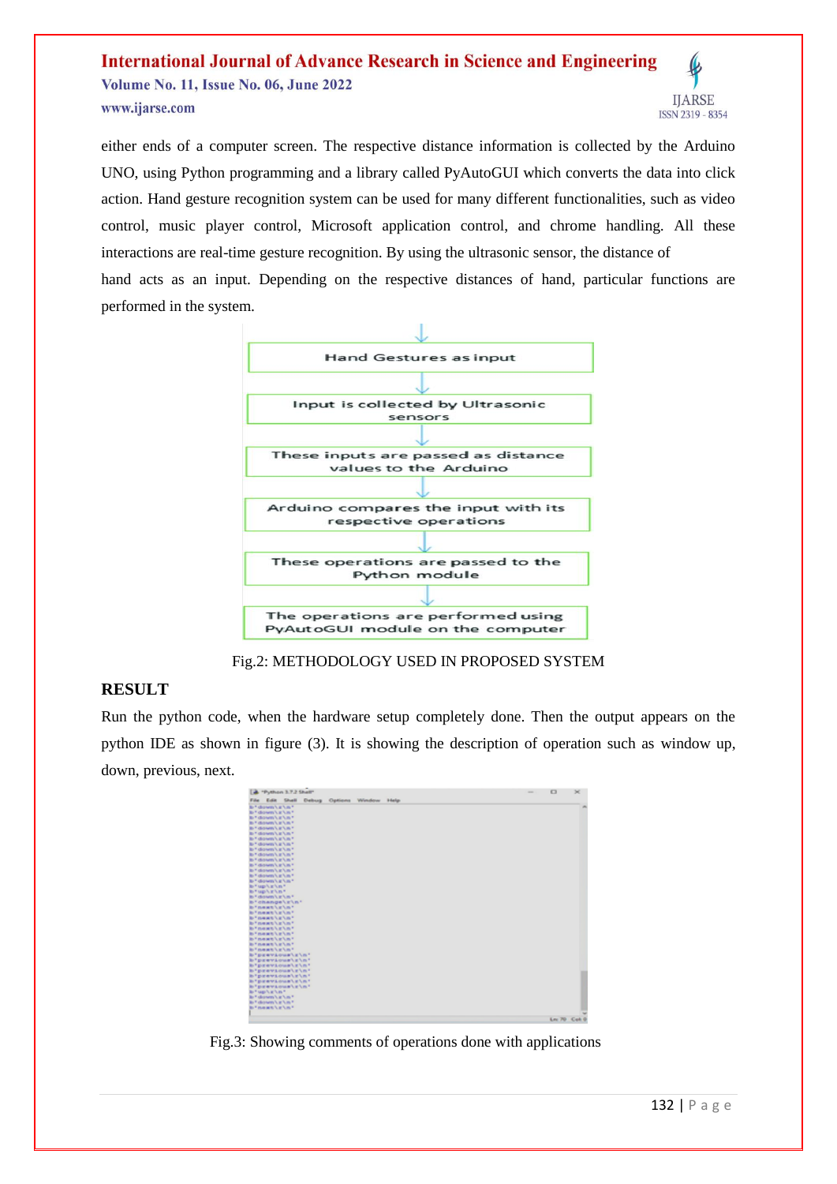either ends of a computer screen. The respective distance information is collected by the Arduino UNO, using Python programming and a library called PyAutoGUI which converts the data into click action. Hand gesture recognition system can be used for many different functionalities, such as video control, music player control, Microsoft application control, and chrome handling. All these interactions are real-time gesture recognition. By using the ultrasonic sensor, the distance of hand acts as an input. Depending on the respective distances of hand, particular functions are performed in the system.

Hand Gestures as input

↓

Input is collected by Ultrasonic sensors

↓

These inputs are passed as distance values to the Arduino

↓

Arduino compares the input with its respective operations

↓

These operations are passed to the Python module

↓

The operations are performed using PyAutoGUI module on the computer

Fig.2: METHODOLOGY USED IN PROPOSED SYSTEM

## RESULT

Run the python code, when the hardware setup completely done. Then the output appears on the python IDE as shown in figure (3). It is showing the description of operation such as window up, down, previous, next.

Fig.3: Showing comments of operations done with applications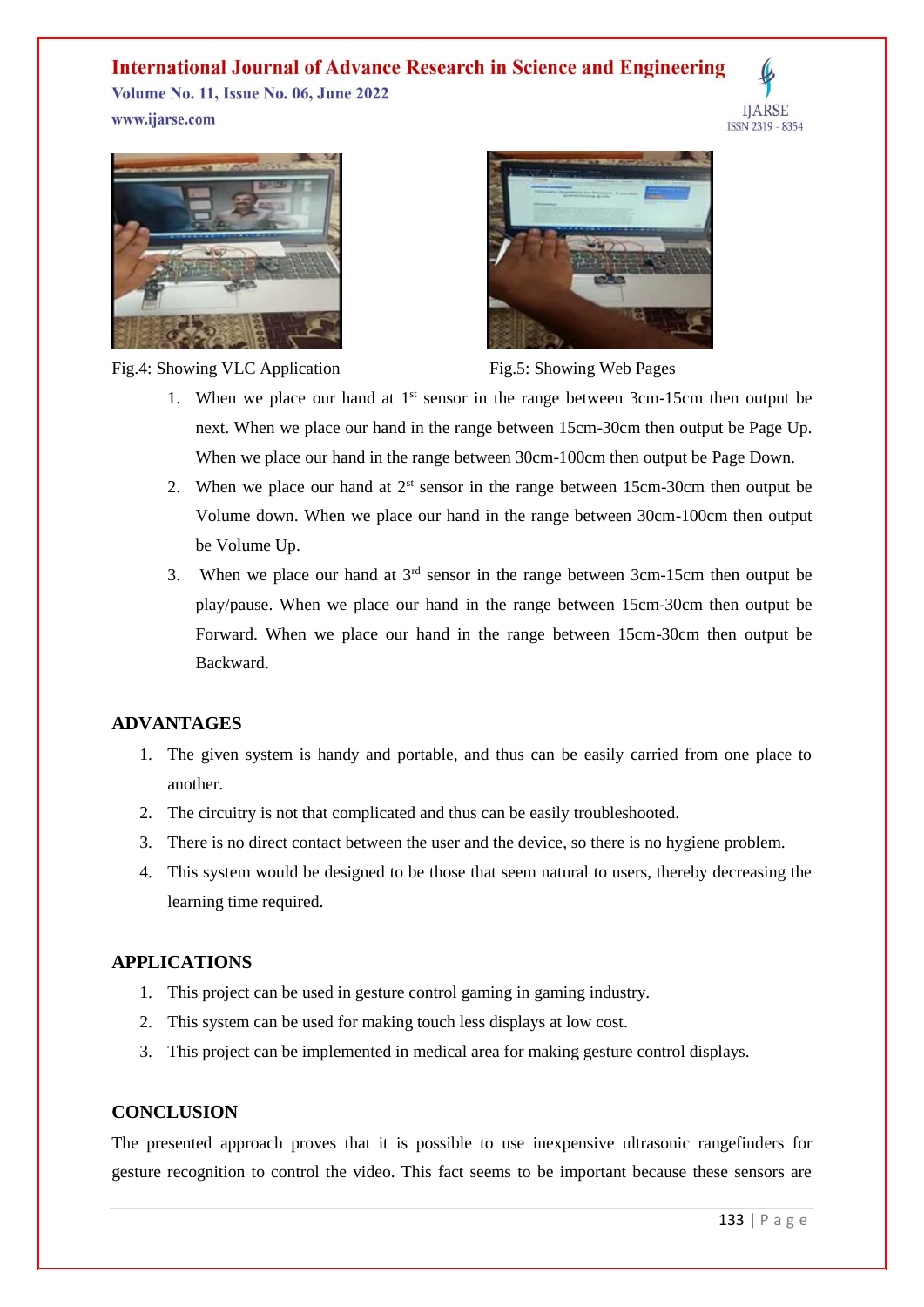Fig.4: Showing VLC Application

Fig.5: Showing Web Pages

1. When we place our hand at 1st sensor in the range between 3cm-15cm then output be next. When we place our hand in the range between 15cm-30cm then output be Page Up. When we place our hand in the range between 30cm-100cm then output be Page Down.
2. When we place our hand at 2st sensor in the range between 15cm-30cm then output be Volume down. When we place our hand in the range between 30cm-100cm then output be Volume Up.
3. When we place our hand at 3rd sensor in the range between 3cm-15cm then output be play/pause. When we place our hand in the range between 15cm-30cm then output be Forward. When we place our hand in the range between 15cm-30cm then output be Backward.

## ADVANTAGES

1. The given system is handy and portable, and thus can be easily carried from one place to another.
2. The circuitry is not that complicated and thus can be easily troubleshooted.
3. There is no direct contact between the user and the device, so there is no hygiene problem.
4. This system would be designed to be those that seem natural to users, thereby decreasing the learning time required.

## APPLICATIONS

1. This project can be used in gesture control gaming in gaming industry.
2. This system can be used for making touch less displays at low cost.
3. This project can be implemented in medical area for making gesture control displays.

## CONCLUSION

The presented approach proves that it is possible to use inexpensive ultrasonic rangefinders for gesture recognition to control the video. This fact seems to be important because these sensors are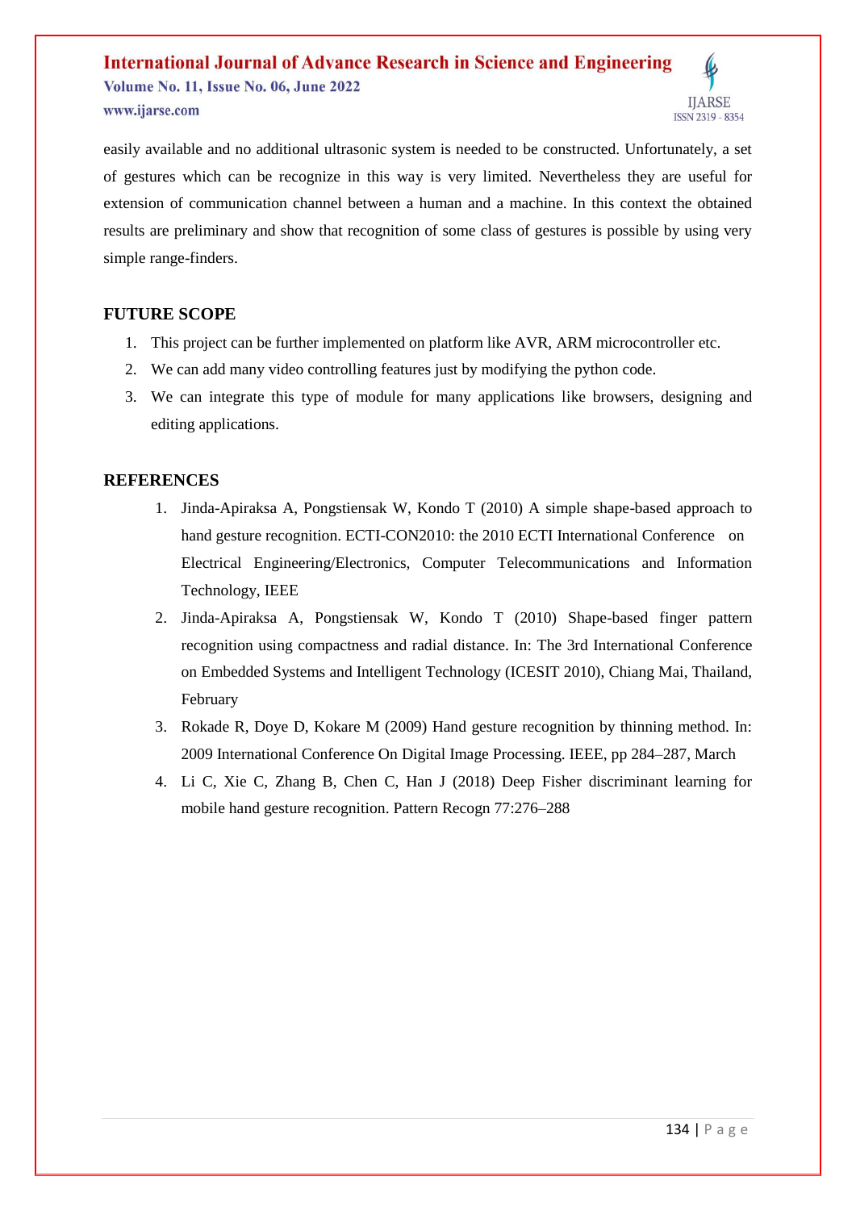easily available and no additional ultrasonic system is needed to be constructed. Unfortunately, a set of gestures which can be recognize in this way is very limited. Nevertheless they are useful for extension of communication channel between a human and a machine. In this context the obtained results are preliminary and show that recognition of some class of gestures is possible by using very simple range-finders.

## FUTURE SCOPE

1. This project can be further implemented on platform like AVR, ARM microcontroller etc.
2. We can add many video controlling features just by modifying the python code.
3. We can integrate this type of module for many applications like browsers, designing and editing applications.

## REFERENCES

1. Jinda-Apiraksa A, Pongstiensak W, Kondo T (2010) A simple shape-based approach to hand gesture recognition. ECTI-CON2010: the 2010 ECTI International Conference on Electrical Engineering/Electronics, Computer Telecommunications and Information Technology, IEEE
2. Jinda-Apiraksa A, Pongstiensak W, Kondo T (2010) Shape-based finger pattern recognition using compactness and radial distance. In: The 3rd International Conference on Embedded Systems and Intelligent Technology (ICESIT 2010), Chiang Mai, Thailand, February
3. Rokade R, Doye D, Kokare M (2009) Hand gesture recognition by thinning method. In: 2009 International Conference On Digital Image Processing. IEEE, pp 284–287, March
4. Li C, Xie C, Zhang B, Chen C, Han J (2018) Deep Fisher discriminant learning for mobile hand gesture recognition. Pattern Recogn 77:276–288